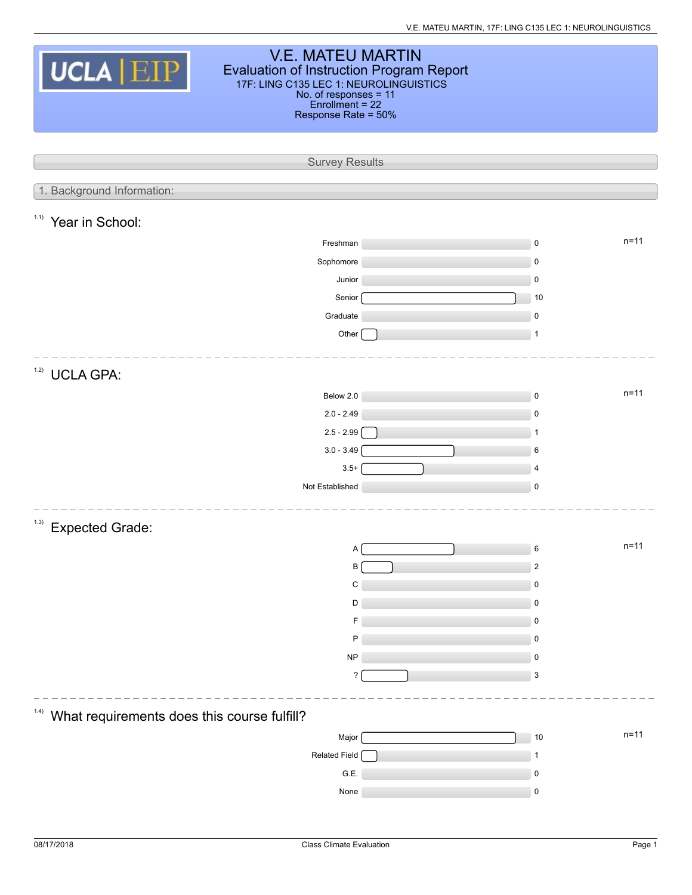# V.E. MATEU MARTIN

## Evaluation of Instruction Program Report

17F: LING C135 LEC 1: NEUROLINGUISTICS
No. of responses = 11
Enrollment = 22
Response Rate = 50%

## Survey Results

### 1. Background Information:

#### 1.1) Year in School:

n=11

| Option | Count |
|---|---|
| Freshman | 0 |
| Sophomore | 0 |
| Junior | 0 |
| Senior | 10 |
| Graduate | 0 |
| Other | 1 |

#### 1.2) UCLA GPA:

n=11

| Option | Count |
|---|---|
| Below 2.0 | 0 |
| 2.0 - 2.49 | 0 |
| 2.5 - 2.99 | 1 |
| 3.0 - 3.49 | 6 |
| 3.5+ | 4 |
| Not Established | 0 |

#### 1.3) Expected Grade:

n=11

| Option | Count |
|---|---|
| A | 6 |
| B | 2 |
| C | 0 |
| D | 0 |
| F | 0 |
| P | 0 |
| NP | 0 |
| ? | 3 |

#### 1.4) What requirements does this course fulfill?

n=11

| Option | Count |
|---|---|
| Major | 10 |
| Related Field | 1 |
| G.E. | 0 |
| None | 0 |

08/17/2018 Class Climate Evaluation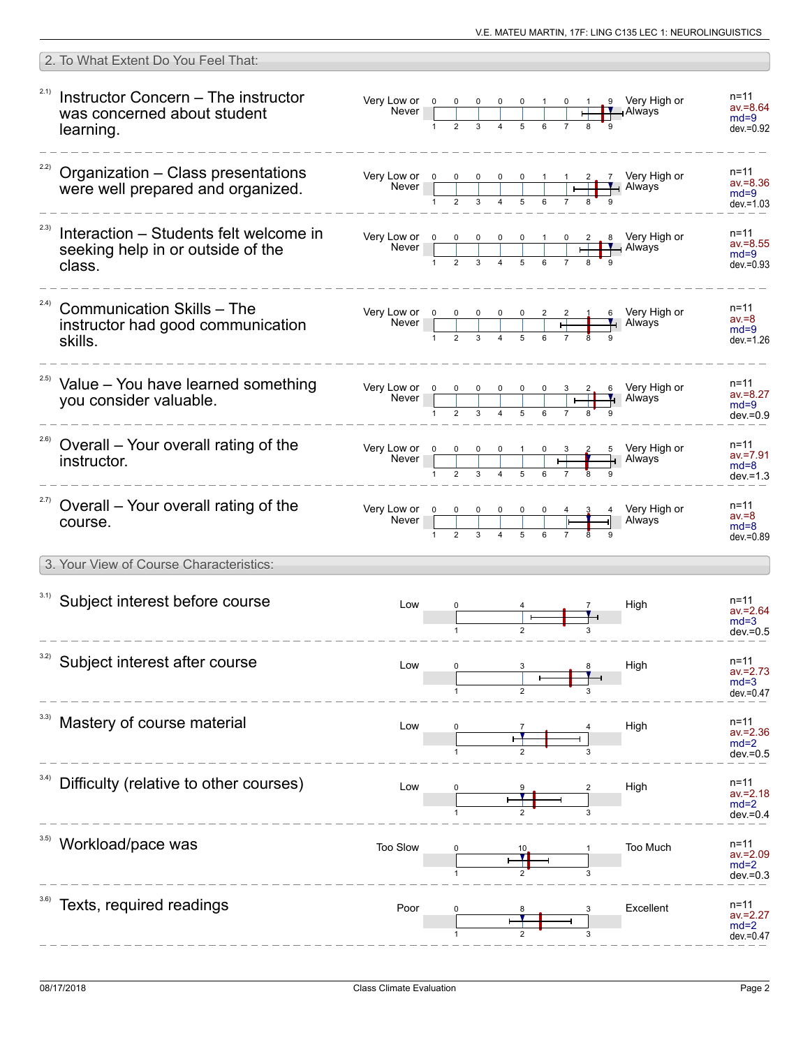## 2. To What Extent Do You Feel That:

| Item | Scale (Low) | 1 | 2 | 3 | 4 | 5 | 6 | 7 | 8 | 9 | Scale (High) | Statistics |
|---|---|---|---|---|---|---|---|---|---|---|---|---|
| 2.1) Instructor Concern – The instructor was concerned about student learning. | Very Low or Never | 0 | 0 | 0 | 0 | 0 | 1 | 0 | 1 | 9 | Very High or Always | n=11, av.=8.64, md=9, dev.=0.92 |
| 2.2) Organization – Class presentations were well prepared and organized. | Very Low or Never | 0 | 0 | 0 | 0 | 0 | 1 | 1 | 2 | 7 | Very High or Always | n=11, av.=8.36, md=9, dev.=1.03 |
| 2.3) Interaction – Students felt welcome in seeking help in or outside of the class. | Very Low or Never | 0 | 0 | 0 | 0 | 0 | 1 | 0 | 2 | 8 | Very High or Always | n=11, av.=8.55, md=9, dev.=0.93 |
| 2.4) Communication Skills – The instructor had good communication skills. | Very Low or Never | 0 | 0 | 0 | 0 | 0 | 2 | 2 | 1 | 6 | Very High or Always | n=11, av.=8, md=9, dev.=1.26 |
| 2.5) Value – You have learned something you consider valuable. | Very Low or Never | 0 | 0 | 0 | 0 | 0 | 0 | 3 | 2 | 6 | Very High or Always | n=11, av.=8.27, md=9, dev.=0.9 |
| 2.6) Overall – Your overall rating of the instructor. | Very Low or Never | 0 | 0 | 0 | 0 | 1 | 0 | 3 | 2 | 5 | Very High or Always | n=11, av.=7.91, md=8, dev.=1.3 |
| 2.7) Overall – Your overall rating of the course. | Very Low or Never | 0 | 0 | 0 | 0 | 0 | 0 | 4 | 3 | 4 | Very High or Always | n=11, av.=8, md=8, dev.=0.89 |

## 3. Your View of Course Characteristics:

| Item | Scale (Low) | 1 | 2 | 3 | Scale (High) | Statistics |
|---|---|---|---|---|---|---|
| 3.1) Subject interest before course | Low | 0 | 4 | 7 | High | n=11, av.=2.64, md=3, dev.=0.5 |
| 3.2) Subject interest after course | Low | 0 | 3 | 8 | High | n=11, av.=2.73, md=3, dev.=0.47 |
| 3.3) Mastery of course material | Low | 0 | 7 | 4 | High | n=11, av.=2.36, md=2, dev.=0.5 |
| 3.4) Difficulty (relative to other courses) | Low | 0 | 9 | 2 | High | n=11, av.=2.18, md=2, dev.=0.4 |
| 3.5) Workload/pace was | Too Slow | 0 | 10 | 1 | Too Much | n=11, av.=2.09, md=2, dev.=0.3 |
| 3.6) Texts, required readings | Poor | 0 | 8 | 3 | Excellent | n=11, av.=2.27, md=2, dev.=0.47 |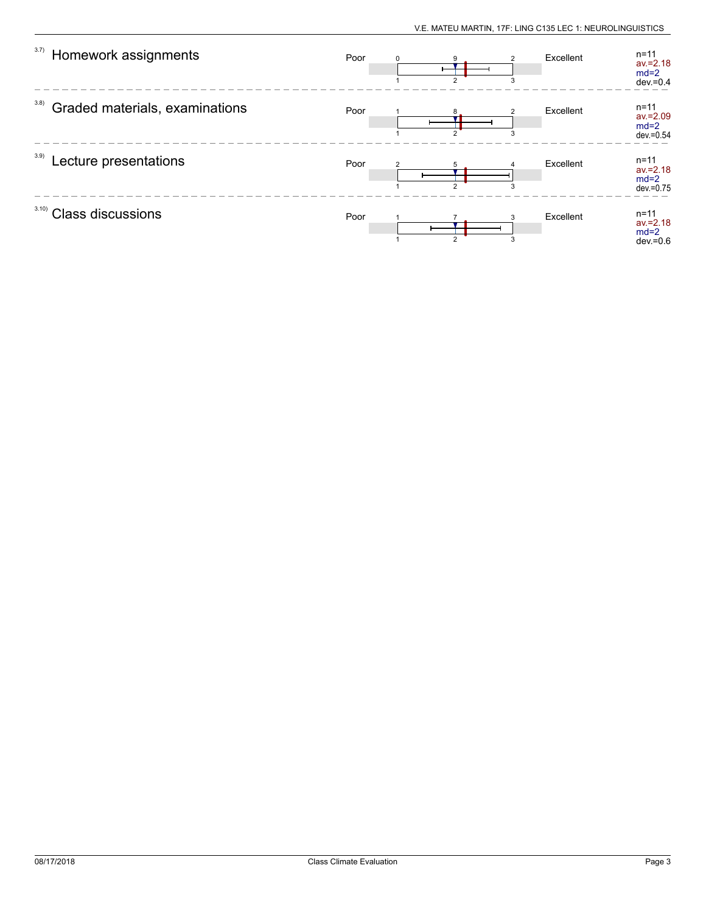| Item | Question | Left pole | Responses at 1 | Responses at 2 | Responses at 3 | Right pole | Statistics |
|---|---|---|---|---|---|---|---|
| 3.7) | Homework assignments | Poor | 0 | 9 | 2 | Excellent | n=11, av.=2.18, md=2, dev.=0.4 |
| 3.8) | Graded materials, examinations | Poor | 1 | 8 | 2 | Excellent | n=11, av.=2.09, md=2, dev.=0.54 |
| 3.9) | Lecture presentations | Poor | 2 | 5 | 4 | Excellent | n=11, av.=2.18, md=2, dev.=0.75 |
| 3.10) | Class discussions | Poor | 1 | 7 | 3 | Excellent | n=11, av.=2.18, md=2, dev.=0.6 |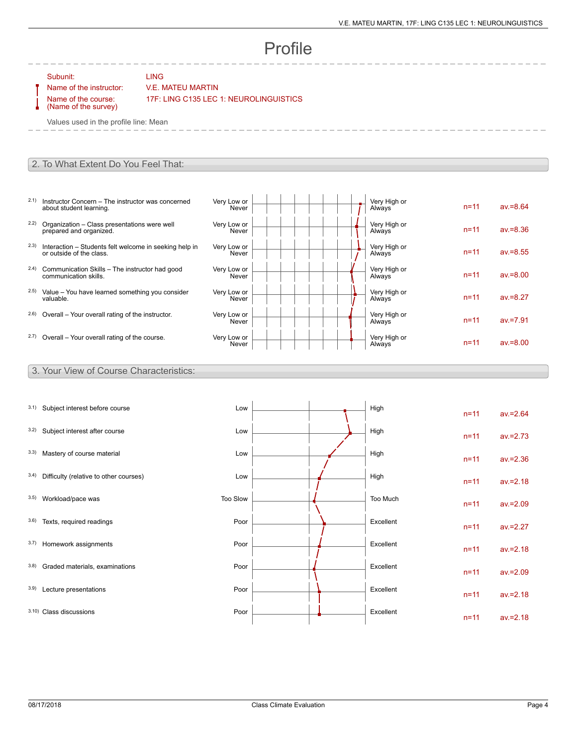# Profile

Subunit: LING

Name of the instructor: V.E. MATEU MARTIN

Name of the course: (Name of the survey) 17F: LING C135 LEC 1: NEUROLINGUISTICS

Values used in the profile line: Mean

## 2. To What Extent Do You Feel That:

| | Item | Left pole | Right pole | n | av. |
|---|---|---|---|---|---|
| 2.1) | Instructor Concern – The instructor was concerned about student learning. | Very Low or Never | Very High or Always | n=11 | av.=8.64 |
| 2.2) | Organization – Class presentations were well prepared and organized. | Very Low or Never | Very High or Always | n=11 | av.=8.36 |
| 2.3) | Interaction – Students felt welcome in seeking help in or outside of the class. | Very Low or Never | Very High or Always | n=11 | av.=8.55 |
| 2.4) | Communication Skills – The instructor had good communication skills. | Very Low or Never | Very High or Always | n=11 | av.=8.00 |
| 2.5) | Value – You have learned something you consider valuable. | Very Low or Never | Very High or Always | n=11 | av.=8.27 |
| 2.6) | Overall – Your overall rating of the instructor. | Very Low or Never | Very High or Always | n=11 | av.=7.91 |
| 2.7) | Overall – Your overall rating of the course. | Very Low or Never | Very High or Always | n=11 | av.=8.00 |

## 3. Your View of Course Characteristics:

| | Item | Left pole | Right pole | n | av. |
|---|---|---|---|---|---|
| 3.1) | Subject interest before course | Low | High | n=11 | av.=2.64 |
| 3.2) | Subject interest after course | Low | High | n=11 | av.=2.73 |
| 3.3) | Mastery of course material | Low | High | n=11 | av.=2.36 |
| 3.4) | Difficulty (relative to other courses) | Low | High | n=11 | av.=2.18 |
| 3.5) | Workload/pace was | Too Slow | Too Much | n=11 | av.=2.09 |
| 3.6) | Texts, required readings | Poor | Excellent | n=11 | av.=2.27 |
| 3.7) | Homework assignments | Poor | Excellent | n=11 | av.=2.18 |
| 3.8) | Graded materials, examinations | Poor | Excellent | n=11 | av.=2.09 |
| 3.9) | Lecture presentations | Poor | Excellent | n=11 | av.=2.18 |
| 3.10) | Class discussions | Poor | Excellent | n=11 | av.=2.18 |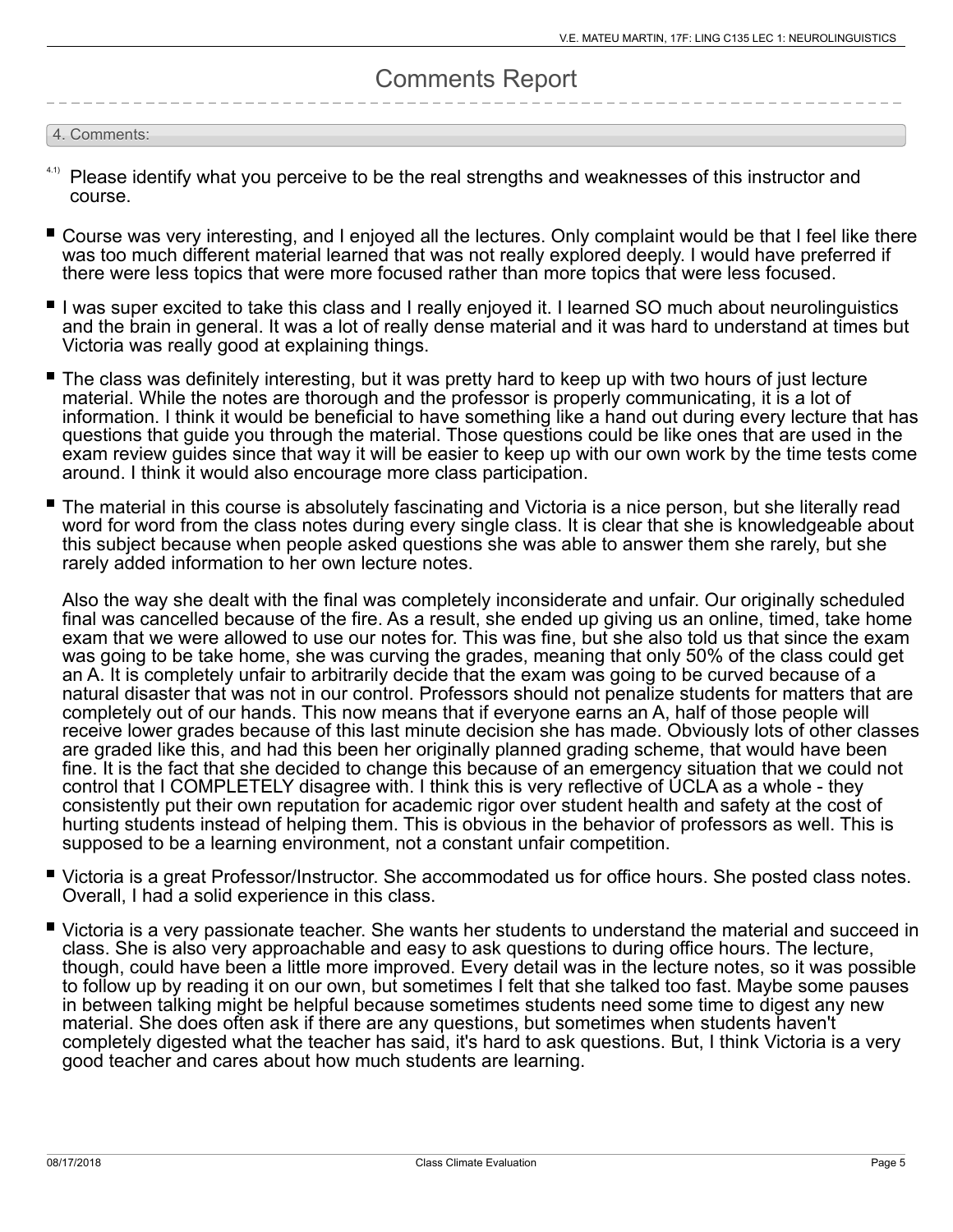# Comments Report

## 4. Comments:

4.1) Please identify what you perceive to be the real strengths and weaknesses of this instructor and course.

- Course was very interesting, and I enjoyed all the lectures. Only complaint would be that I feel like there was too much different material learned that was not really explored deeply. I would have preferred if there were less topics that were more focused rather than more topics that were less focused.

- I was super excited to take this class and I really enjoyed it. I learned SO much about neurolinguistics and the brain in general. It was a lot of really dense material and it was hard to understand at times but Victoria was really good at explaining things.

- The class was definitely interesting, but it was pretty hard to keep up with two hours of just lecture material. While the notes are thorough and the professor is properly communicating, it is a lot of information. I think it would be beneficial to have something like a hand out during every lecture that has questions that guide you through the material. Those questions could be like ones that are used in the exam review guides since that way it will be easier to keep up with our own work by the time tests come around. I think it would also encourage more class participation.

- The material in this course is absolutely fascinating and Victoria is a nice person, but she literally read word for word from the class notes during every single class. It is clear that she is knowledgeable about this subject because when people asked questions she was able to answer them she rarely, but she rarely added information to her own lecture notes.

  Also the way she dealt with the final was completely inconsiderate and unfair. Our originally scheduled final was cancelled because of the fire. As a result, she ended up giving us an online, timed, take home exam that we were allowed to use our notes for. This was fine, but she also told us that since the exam was going to be take home, she was curving the grades, meaning that only 50% of the class could get an A. It is completely unfair to arbitrarily decide that the exam was going to be curved because of a natural disaster that was not in our control. Professors should not penalize students for matters that are completely out of our hands. This now means that if everyone earns an A, half of those people will receive lower grades because of this last minute decision she has made. Obviously lots of other classes are graded like this, and had this been her originally planned grading scheme, that would have been fine. It is the fact that she decided to change this because of an emergency situation that we could not control that I COMPLETELY disagree with. I think this is very reflective of UCLA as a whole - they consistently put their own reputation for academic rigor over student health and safety at the cost of hurting students instead of helping them. This is obvious in the behavior of professors as well. This is supposed to be a learning environment, not a constant unfair competition.

- Victoria is a great Professor/Instructor. She accommodated us for office hours. She posted class notes. Overall, I had a solid experience in this class.

- Victoria is a very passionate teacher. She wants her students to understand the material and succeed in class. She is also very approachable and easy to ask questions to during office hours. The lecture, though, could have been a little more improved. Every detail was in the lecture notes, so it was possible to follow up by reading it on our own, but sometimes I felt that she talked too fast. Maybe some pauses in between talking might be helpful because sometimes students need some time to digest any new material. She does often ask if there are any questions, but sometimes when students haven't completely digested what the teacher has said, it's hard to ask questions. But, I think Victoria is a very good teacher and cares about how much students are learning.